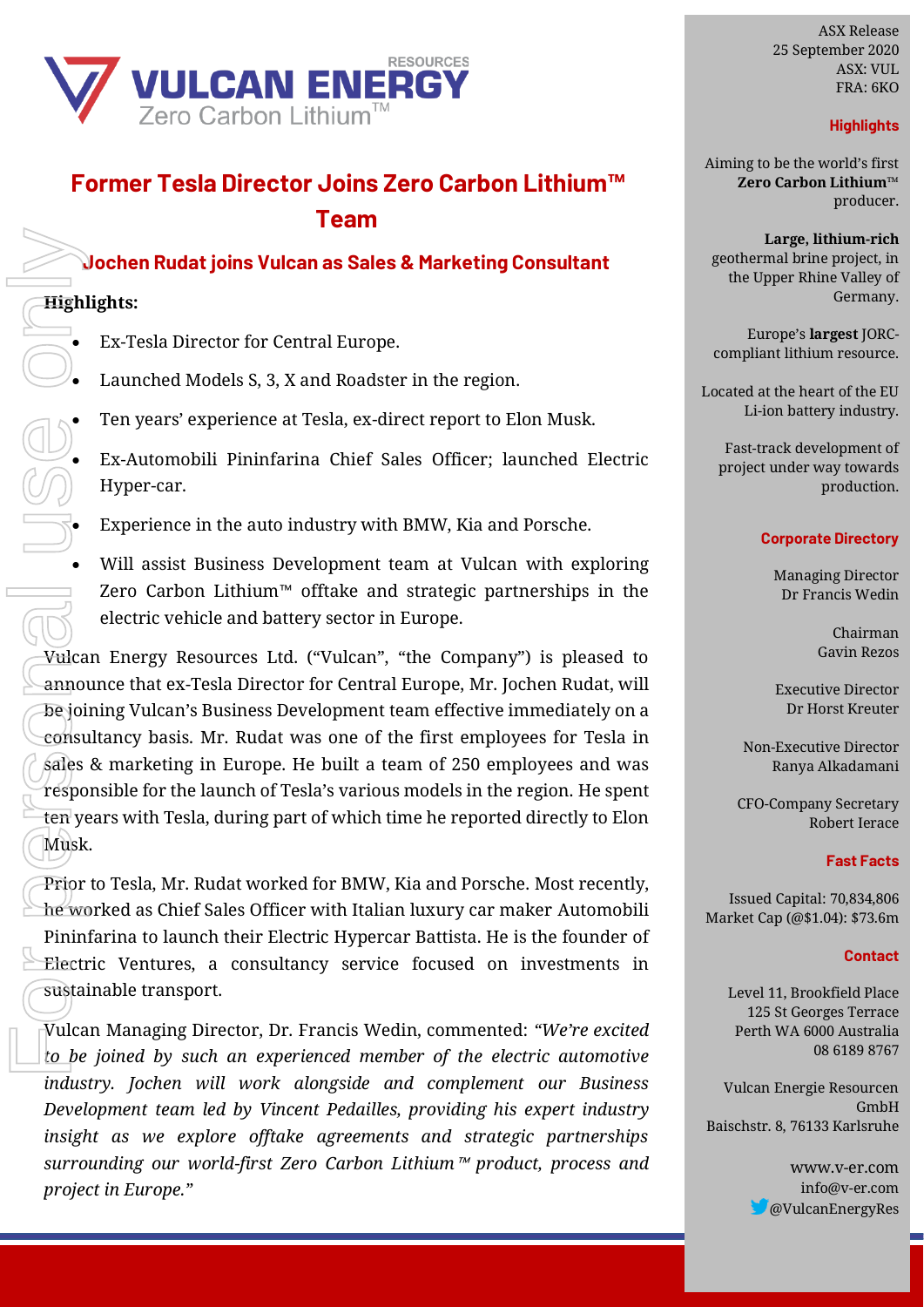# Former Tesla Director Joins Zero Carbon Lithium™ Team

## Jochen Rudat joins Vulcan as Sales & Marketing Consultant

**Highlights:**

- Ex-Tesla Director for Central Europe.
- Launched Models S, 3, X and Roadster in the region.
- Ten years' experience at Tesla, ex-direct report to Elon Musk.
- Ex-Automobili Pininfarina Chief Sales Officer; launched Electric Hyper-car.
- Experience in the auto industry with BMW, Kia and Porsche.
- Will assist Business Development team at Vulcan with exploring Zero Carbon Lithium™ offtake and strategic partnerships in the electric vehicle and battery sector in Europe.

Vulcan Energy Resources Ltd. ("Vulcan", "the Company") is pleased to announce that ex-Tesla Director for Central Europe, Mr. Jochen Rudat, will be joining Vulcan's Business Development team effective immediately on a consultancy basis. Mr. Rudat was one of the first employees for Tesla in sales & marketing in Europe. He built a team of 250 employees and was responsible for the launch of Tesla's various models in the region. He spent ten years with Tesla, during part of which time he reported directly to Elon Musk.

Prior to Tesla, Mr. Rudat worked for BMW, Kia and Porsche. Most recently, he worked as Chief Sales Officer with Italian luxury car maker Automobili Pininfarina to launch their Electric Hypercar Battista. He is the founder of Electric Ventures, a consultancy service focused on investments in sustainable transport.

Vulcan Managing Director, Dr. Francis Wedin, commented: *"We're excited to be joined by such an experienced member of the electric automotive industry. Jochen will work alongside and complement our Business Development team led by Vincent Pedailles, providing his expert industry insight as we explore offtake agreements and strategic partnerships surrounding our world-first Zero Carbon Lithium™ product, process and project in Europe."*

---

ASX Release
25 September 2020
ASX: VUL
FRA: 6KO

**Highlights**

Aiming to be the world's first **Zero Carbon Lithium™** producer.

**Large, lithium-rich** geothermal brine project, in the Upper Rhine Valley of Germany.

Europe's **largest** JORC-compliant lithium resource.

Located at the heart of the EU Li-ion battery industry.

Fast-track development of project under way towards production.

**Corporate Directory**

Managing Director
Dr Francis Wedin

Chairman
Gavin Rezos

Executive Director
Dr Horst Kreuter

Non-Executive Director
Ranya Alkadamani

CFO-Company Secretary
Robert Ierace

**Fast Facts**

Issued Capital: 70,834,806
Market Cap (@$1.04): $73.6m

**Contact**

Level 11, Brookfield Place
125 St Georges Terrace
Perth WA 6000 Australia
08 6189 8767

Vulcan Energie Resourcen GmbH
Baischstr. 8, 76133 Karlsruhe

www.v-er.com
info@v-er.com
@VulcanEnergyRes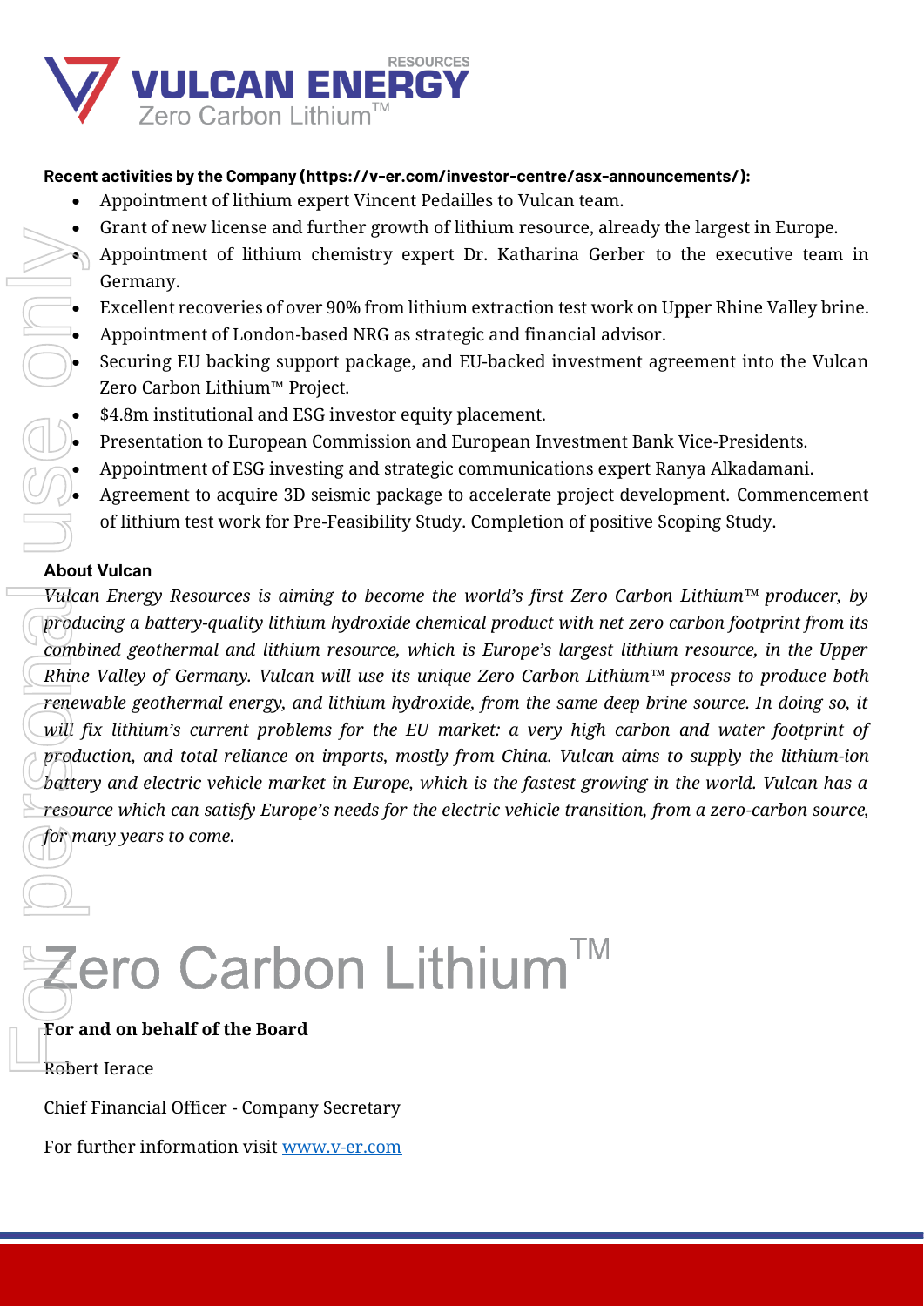**Recent activities by the Company (https://v-er.com/investor-centre/asx-announcements/):**

- Appointment of lithium expert Vincent Pedailles to Vulcan team.
- Grant of new license and further growth of lithium resource, already the largest in Europe.
- Appointment of lithium chemistry expert Dr. Katharina Gerber to the executive team in Germany.
- Excellent recoveries of over 90% from lithium extraction test work on Upper Rhine Valley brine.
- Appointment of London-based NRG as strategic and financial advisor.
- Securing EU backing support package, and EU-backed investment agreement into the Vulcan Zero Carbon Lithium™ Project.
- $4.8m institutional and ESG investor equity placement.
- Presentation to European Commission and European Investment Bank Vice-Presidents.
- Appointment of ESG investing and strategic communications expert Ranya Alkadamani.
- Agreement to acquire 3D seismic package to accelerate project development. Commencement of lithium test work for Pre-Feasibility Study. Completion of positive Scoping Study.

**About Vulcan**

*Vulcan Energy Resources is aiming to become the world's first Zero Carbon Lithium™ producer, by producing a battery-quality lithium hydroxide chemical product with net zero carbon footprint from its combined geothermal and lithium resource, which is Europe's largest lithium resource, in the Upper Rhine Valley of Germany. Vulcan will use its unique Zero Carbon Lithium™ process to produce both renewable geothermal energy, and lithium hydroxide, from the same deep brine source. In doing so, it will fix lithium's current problems for the EU market: a very high carbon and water footprint of production, and total reliance on imports, mostly from China. Vulcan aims to supply the lithium-ion battery and electric vehicle market in Europe, which is the fastest growing in the world. Vulcan has a resource which can satisfy Europe's needs for the electric vehicle transition, from a zero-carbon source, for many years to come.*

Zero Carbon Lithium™

**For and on behalf of the Board**

Robert Ierace

Chief Financial Officer - Company Secretary

For further information visit www.v-er.com